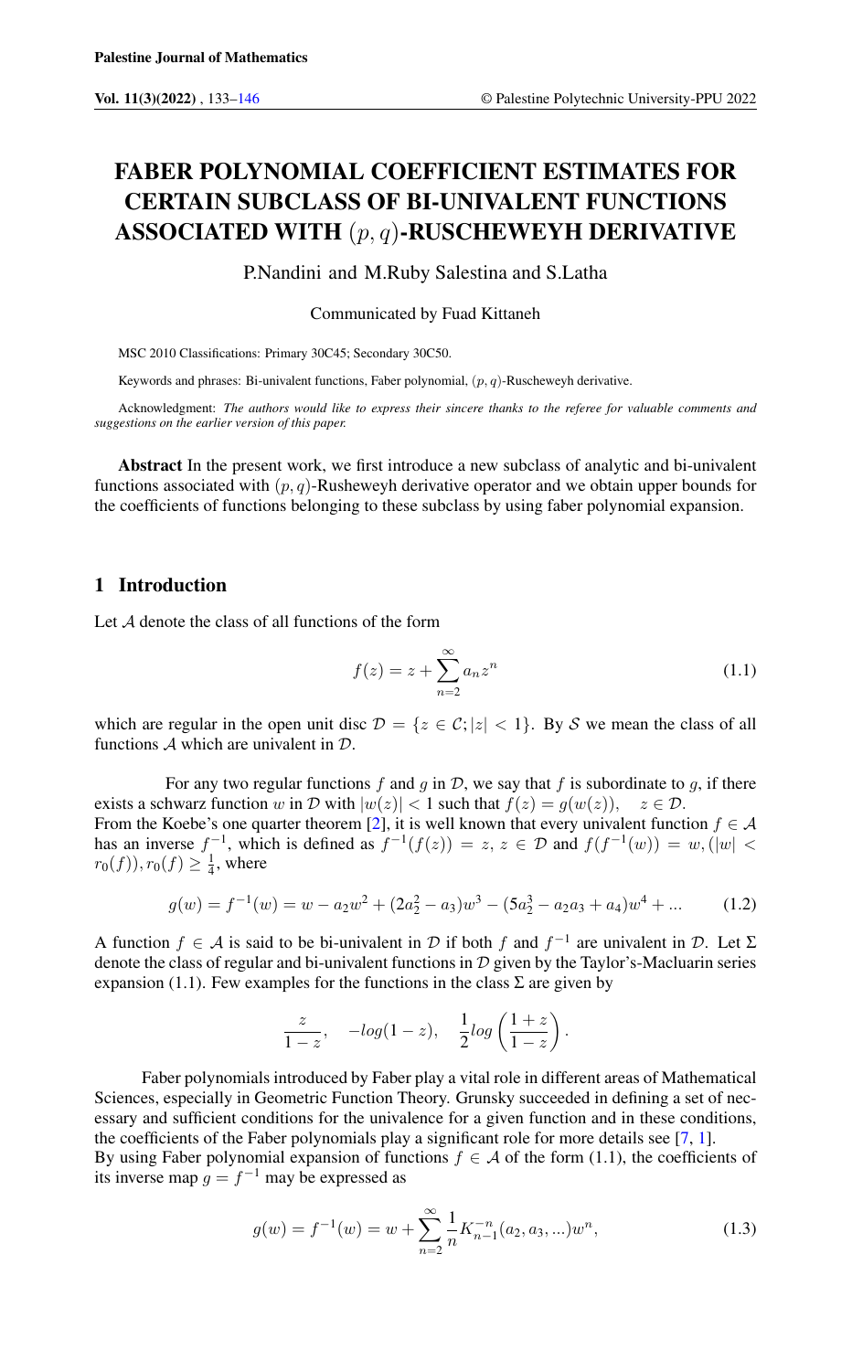# FABER POLYNOMIAL COEFFICIENT ESTIMATES FOR CERTAIN SUBCLASS OF BI-UNIVALENT FUNCTIONS ASSOCIATED WITH $(p, q)$-RUSCHEWEYH DERIVATIVE

P.Nandini and M.Ruby Salestina and S.Latha

Communicated by Fuad Kittaneh

MSC 2010 Classifications: Primary 30C45; Secondary 30C50.

Keywords and phrases: Bi-univalent functions, Faber polynomial, $(p, q)$-Ruscheweyh derivative.

Acknowledgment: *The authors would like to express their sincere thanks to the referee for valuable comments and suggestions on the earlier version of this paper.*

**Abstract** In the present work, we first introduce a new subclass of analytic and bi-univalent functions associated with $(p, q)$-Rusheweyh derivative operator and we obtain upper bounds for the coefficients of functions belonging to these subclass by using faber polynomial expansion.

## 1 Introduction

Let $\mathcal{A}$ denote the class of all functions of the form

$$f(z) = z + \sum_{n=2}^{\infty} a_n z^n \tag{1.1}$$

which are regular in the open unit disc $\mathcal{D} = \{z \in \mathcal{C}; |z| < 1\}$. By $\mathcal{S}$ we mean the class of all functions $\mathcal{A}$ which are univalent in $\mathcal{D}$.

For any two regular functions $f$ and $g$ in $\mathcal{D}$, we say that $f$ is subordinate to $g$, if there exists a schwarz function $w$ in $\mathcal{D}$ with $|w(z)| < 1$ such that $f(z) = g(w(z)), \quad z \in \mathcal{D}$.
From the Koebe's one quarter theorem [2], it is well known that every univalent function $f \in \mathcal{A}$ has an inverse $f^{-1}$, which is defined as $f^{-1}(f(z)) = z, z \in \mathcal{D}$ and $f(f^{-1}(w)) = w, (|w| < r_0(f)), r_0(f) \geq \frac{1}{4}$, where

$$g(w) = f^{-1}(w) = w - a_2 w^2 + (2a_2^2 - a_3)w^3 - (5a_2^3 - a_2 a_3 + a_4)w^4 + ... \tag{1.2}$$

A function $f \in \mathcal{A}$ is said to be bi-univalent in $\mathcal{D}$ if both $f$ and $f^{-1}$ are univalent in $\mathcal{D}$. Let $\Sigma$ denote the class of regular and bi-univalent functions in $\mathcal{D}$ given by the Taylor's-Macluarin series expansion (1.1). Few examples for the functions in the class $\Sigma$ are given by

$$\frac{z}{1-z}, \quad -log(1-z), \quad \frac{1}{2} log\left(\frac{1+z}{1-z}\right).$$

Faber polynomials introduced by Faber play a vital role in different areas of Mathematical Sciences, especially in Geometric Function Theory. Grunsky succeeded in defining a set of necessary and sufficient conditions for the univalence for a given function and in these conditions, the coefficients of the Faber polynomials play a significant role for more details see [7, 1].
By using Faber polynomial expansion of functions $f \in \mathcal{A}$ of the form (1.1), the coefficients of its inverse map $g = f^{-1}$ may be expressed as

$$g(w) = f^{-1}(w) = w + \sum_{n=2}^{\infty} \frac{1}{n} K_{n-1}^{-n}(a_2, a_3, ...)w^n, \tag{1.3}$$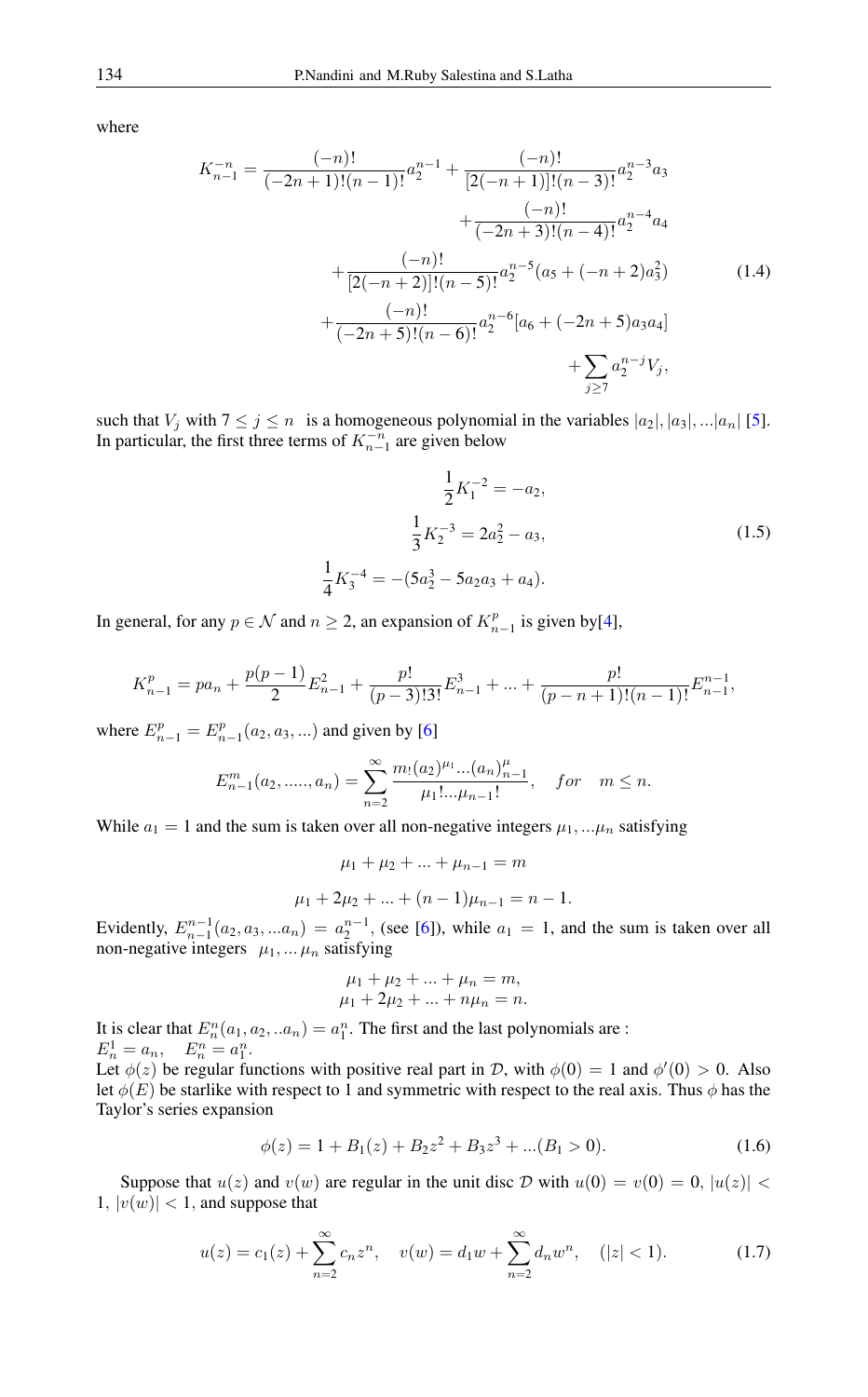where

$$
\begin{aligned}
K_{n-1}^{-n} = & \frac{(-n)!}{(-2n+1)!(n-1)!} a_2^{n-1} + \frac{(-n)!}{[2(-n+1)]!(n-3)!} a_2^{n-3} a_3 \\
& + \frac{(-n)!}{(-2n+3)!(n-4)!} a_2^{n-4} a_4 \\
& + \frac{(-n)!}{[2(-n+2)]!(n-5)!} a_2^{n-5} (a_5 + (-n+2) a_3^2) \\
& + \frac{(-n)!}{(-2n+5)!(n-6)!} a_2^{n-6} [a_6 + (-2n+5) a_3 a_4] \\
& + \sum_{j \geq 7} a_2^{n-j} V_j,
\end{aligned} \tag{1.4}
$$

such that $V_j$ with $7 \leq j \leq n$ is a homogeneous polynomial in the variables $|a_2|, |a_3|, ...|a_n|$ [5]. In particular, the first three terms of $K_{n-1}^{-n}$ are given below

$$
\begin{aligned}
\frac{1}{2} K_1^{-2} &= -a_2, \\
\frac{1}{3} K_2^{-3} &= 2a_2^2 - a_3, \\
\frac{1}{4} K_3^{-4} &= -(5a_2^3 - 5a_2 a_3 + a_4).
\end{aligned} \tag{1.5}
$$

In general, for any $p \in \mathcal{N}$ and $n \geq 2$, an expansion of $K_{n-1}^{p}$ is given by[4],

$$
K_{n-1}^{p} = p a_n + \frac{p(p-1)}{2} E_{n-1}^{2} + \frac{p!}{(p-3)!3!} E_{n-1}^{3} + ... + \frac{p!}{(p-n+1)!(n-1)!} E_{n-1}^{n-1},
$$

where $E_{n-1}^{p} = E_{n-1}^{p}(a_2, a_3, ...)$ and given by [6]

$$
E_{n-1}^{m}(a_2, ....., a_n) = \sum_{n=2}^{\infty} \frac{m_!(a_2)^{\mu_1} ... (a_n)_{n-1}^{\mu}}{\mu_1! ... \mu_{n-1}!}, \quad for \quad m \leq n.
$$

While $a_1 = 1$ and the sum is taken over all non-negative integers $\mu_1, ... \mu_n$ satisfying

$$
\mu_1 + \mu_2 + ... + \mu_{n-1} = m
$$

$$
\mu_1 + 2\mu_2 + ... + (n-1)\mu_{n-1} = n-1.
$$

Evidently, $E_{n-1}^{n-1}(a_2, a_3, ...a_n) = a_2^{n-1}$, (see [6]), while $a_1 = 1$, and the sum is taken over all non-negative integers $\mu_1, ... \mu_n$ satisfying

$$
\begin{aligned}
\mu_1 + \mu_2 + ... + \mu_n &= m, \\
\mu_1 + 2\mu_2 + ... + n\mu_n &= n.
\end{aligned}
$$

It is clear that $E_n^n(a_1, a_2, ..a_n) = a_1^n$. The first and the last polynomials are :
$E_n^1 = a_n, \quad E_n^n = a_1^n$.
Let $\phi(z)$ be regular functions with positive real part in $\mathcal{D}$, with $\phi(0) = 1$ and $\phi'(0) > 0$. Also let $\phi(E)$ be starlike with respect to 1 and symmetric with respect to the real axis. Thus $\phi$ has the Taylor's series expansion

$$
\phi(z) = 1 + B_1(z) + B_2 z^2 + B_3 z^3 + ...(B_1 > 0). \tag{1.6}
$$

Suppose that $u(z)$ and $v(w)$ are regular in the unit disc $\mathcal{D}$ with $u(0) = v(0) = 0$, $|u(z)| < 1$, $|v(w)| < 1$, and suppose that

$$
u(z) = c_1(z) + \sum_{n=2}^{\infty} c_n z^n, \quad v(w) = d_1 w + \sum_{n=2}^{\infty} d_n w^n, \quad (|z| < 1). \tag{1.7}
$$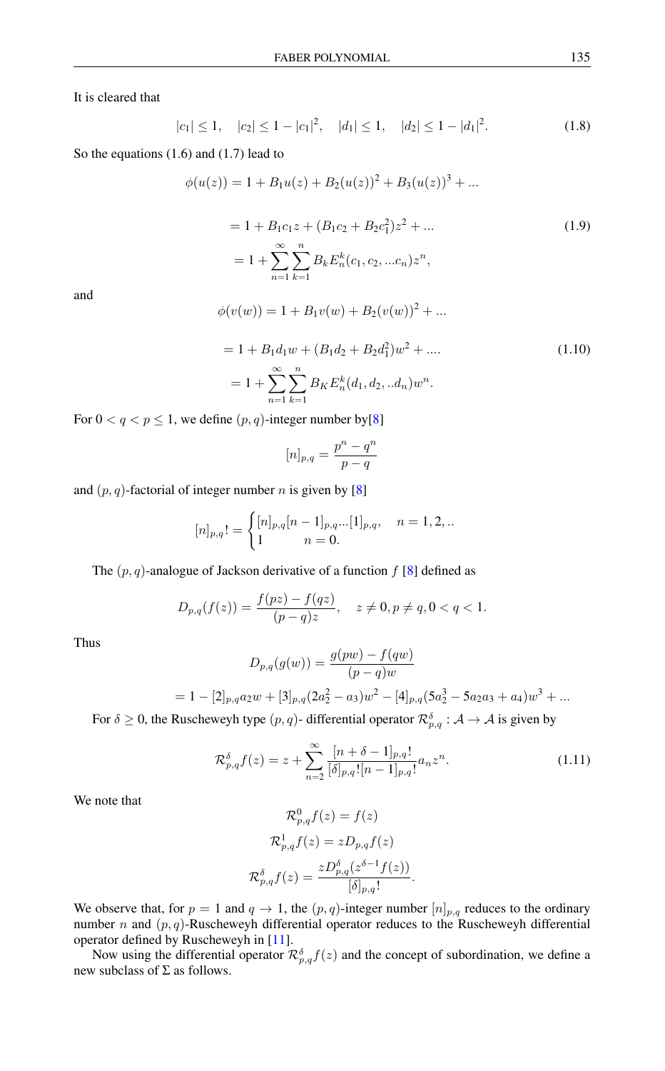It is cleared that

$$|c_1| \leq 1, \quad |c_2| \leq 1 - |c_1|^2, \quad |d_1| \leq 1, \quad |d_2| \leq 1 - |d_1|^2. \tag{1.8}$$

So the equations (1.6) and (1.7) lead to

$$\begin{aligned}
\phi(u(z)) &= 1 + B_1 u(z) + B_2(u(z))^2 + B_3(u(z))^3 + ... \\
&= 1 + B_1 c_1 z + (B_1 c_2 + B_2 c_1^2) z^2 + ... \\
&= 1 + \sum_{n=1}^{\infty} \sum_{k=1}^{n} B_k E_n^k(c_1, c_2, ...c_n) z^n,
\end{aligned} \tag{1.9}$$

and

$$\begin{aligned}
\phi(v(w)) &= 1 + B_1 v(w) + B_2(v(w))^2 + ... \\
&= 1 + B_1 d_1 w + (B_1 d_2 + B_2 d_1^2) w^2 + .... \\
&= 1 + \sum_{n=1}^{\infty} \sum_{k=1}^{n} B_K E_n^k(d_1, d_2, ..d_n) w^n.
\end{aligned} \tag{1.10}$$

For $0 < q < p \leq 1$, we define $(p,q)$-integer number by[8]

$$[n]_{p,q} = \frac{p^n - q^n}{p - q}$$

and $(p,q)$-factorial of integer number $n$ is given by [8]

$$[n]_{p,q}! = \begin{cases} [n]_{p,q}[n-1]_{p,q}...[1]_{p,q}, & n = 1, 2, .. \\ 1 & n = 0. \end{cases}$$

The $(p,q)$-analogue of Jackson derivative of a function $f$ [8] defined as

$$D_{p,q}(f(z)) = \frac{f(pz) - f(qz)}{(p-q)z}, \quad z \neq 0, p \neq q, 0 < q < 1.$$

Thus

$$D_{p,q}(g(w)) = \frac{g(pw) - f(qw)}{(p-q)w}$$

$$= 1 - [2]_{p,q} a_2 w + [3]_{p,q}(2a_2^2 - a_3) w^2 - [4]_{p,q}(5a_2^3 - 5a_2 a_3 + a_4) w^3 + ...$$

For $\delta \geq 0$, the Ruscheweyh type $(p,q)$- differential operator $\mathcal{R}_{p,q}^{\delta} : \mathcal{A} \to \mathcal{A}$ is given by

$$\mathcal{R}_{p,q}^{\delta} f(z) = z + \sum_{n=2}^{\infty} \frac{[n + \delta - 1]_{p,q}!}{[\delta]_{p,q}![n-1]_{p,q}!} a_n z^n. \tag{1.11}$$

We note that

$$\mathcal{R}_{p,q}^{0} f(z) = f(z)$$

$$\mathcal{R}_{p,q}^{1} f(z) = z D_{p,q} f(z)$$

$$\mathcal{R}_{p,q}^{\delta} f(z) = \frac{z D_{p,q}^{\delta}(z^{\delta-1} f(z))}{[\delta]_{p,q}!}.$$

We observe that, for $p = 1$ and $q \to 1$, the $(p,q)$-integer number $[n]_{p,q}$ reduces to the ordinary number $n$ and $(p,q)$-Ruscheweyh differential operator reduces to the Ruscheweyh differential operator defined by Ruscheweyh in [11].

Now using the differential operator $\mathcal{R}_{p,q}^{\delta} f(z)$ and the concept of subordination, we define a new subclass of $\Sigma$ as follows.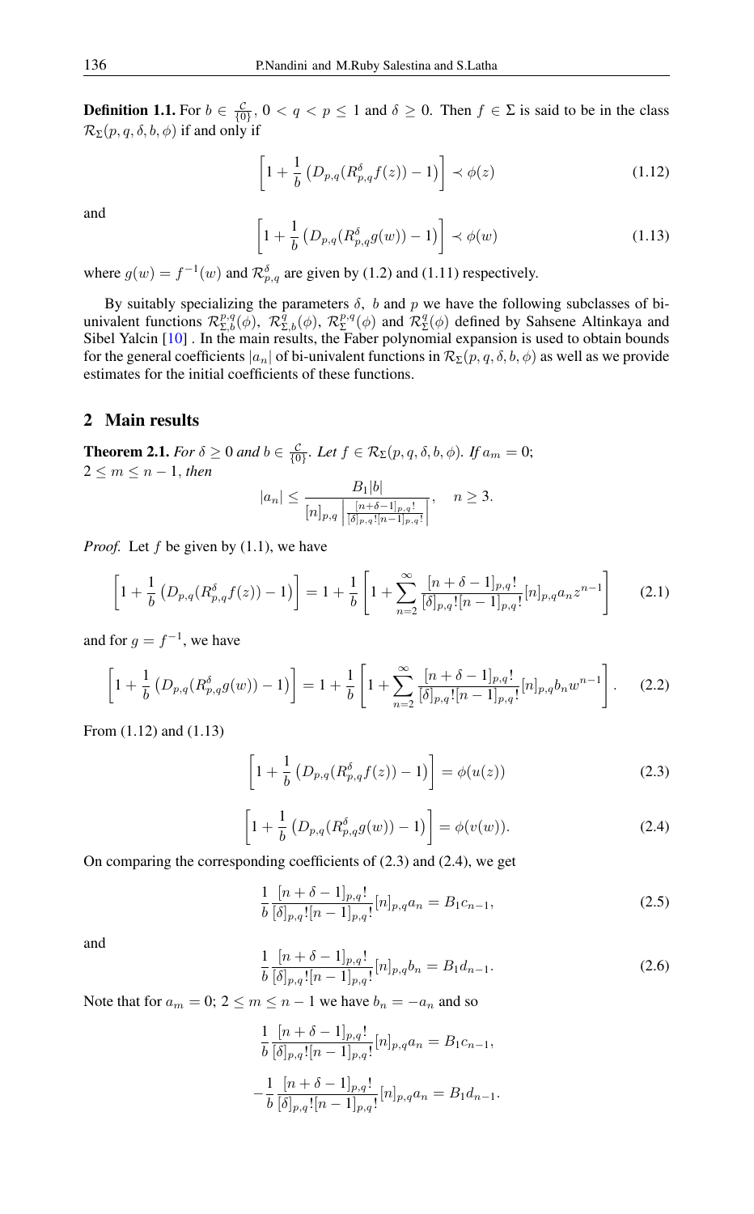**Definition 1.1.** For $b \in \frac{\mathcal{C}}{\{0\}}$, $0 < q < p \leq 1$ and $\delta \geq 0$. Then $f \in \Sigma$ is said to be in the class $\mathcal{R}_{\Sigma}(p, q, \delta, b, \phi)$ if and only if

$$\left[1 + \frac{1}{b}\left(D_{p,q}(R^{\delta}_{p,q}f(z)) - 1\right)\right] \prec \phi(z) \tag{1.12}$$

and

$$\left[1 + \frac{1}{b}\left(D_{p,q}(R^{\delta}_{p,q}g(w)) - 1\right)\right] \prec \phi(w) \tag{1.13}$$

where $g(w) = f^{-1}(w)$ and $\mathcal{R}^{\delta}_{p,q}$ are given by (1.2) and (1.11) respectively.

By suitably specializing the parameters $\delta$, $b$ and $p$ we have the following subclasses of bi-univalent functions $\mathcal{R}^{p,q}_{\Sigma,b}(\phi)$, $\mathcal{R}^{q}_{\Sigma,b}(\phi)$, $\mathcal{R}^{p,q}_{\Sigma}(\phi)$ and $\mathcal{R}^{q}_{\Sigma}(\phi)$ defined by Sahsene Altinkaya and Sibel Yalcin [10] . In the main results, the Faber polynomial expansion is used to obtain bounds for the general coefficients $|a_n|$ of bi-univalent functions in $\mathcal{R}_{\Sigma}(p, q, \delta, b, \phi)$ as well as we provide estimates for the initial coefficients of these functions.

## 2 Main results

**Theorem 2.1.** *For $\delta \geq 0$ and $b \in \frac{\mathcal{C}}{\{0\}}$. Let $f \in \mathcal{R}_{\Sigma}(p, q, \delta, b, \phi)$. If $a_m = 0$; $2 \leq m \leq n-1$, then*

$$|a_n| \leq \frac{B_1|b|}{[n]_{p,q}\left|\frac{[n+\delta-1]_{p,q}!}{[\delta]_{p,q}![n-1]_{p,q}!}\right|}, \quad n \geq 3.$$

*Proof.* Let $f$ be given by (1.1), we have

$$\left[1 + \frac{1}{b}\left(D_{p,q}(R^{\delta}_{p,q}f(z)) - 1\right)\right] = 1 + \frac{1}{b}\left[1 + \sum_{n=2}^{\infty}\frac{[n+\delta-1]_{p,q}!}{[\delta]_{p,q}![n-1]_{p,q}!}[n]_{p,q}a_n z^{n-1}\right] \tag{2.1}$$

and for $g = f^{-1}$, we have

$$\left[1 + \frac{1}{b}\left(D_{p,q}(R^{\delta}_{p,q}g(w)) - 1\right)\right] = 1 + \frac{1}{b}\left[1 + \sum_{n=2}^{\infty}\frac{[n+\delta-1]_{p,q}!}{[\delta]_{p,q}![n-1]_{p,q}!}[n]_{p,q}b_n w^{n-1}\right]. \tag{2.2}$$

From (1.12) and (1.13)

$$\left[1 + \frac{1}{b}\left(D_{p,q}(R^{\delta}_{p,q}f(z)) - 1\right)\right] = \phi(u(z)) \tag{2.3}$$

$$\left[1 + \frac{1}{b}\left(D_{p,q}(R^{\delta}_{p,q}g(w)) - 1\right)\right] = \phi(v(w)). \tag{2.4}$$

On comparing the corresponding coefficients of (2.3) and (2.4), we get

$$\frac{1}{b}\frac{[n+\delta-1]_{p,q}!}{[\delta]_{p,q}![n-1]_{p,q}!}[n]_{p,q}a_n = B_1 c_{n-1}, \tag{2.5}$$

and

$$\frac{1}{b}\frac{[n+\delta-1]_{p,q}!}{[\delta]_{p,q}![n-1]_{p,q}!}[n]_{p,q}b_n = B_1 d_{n-1}. \tag{2.6}$$

Note that for $a_m = 0$; $2 \leq m \leq n-1$ we have $b_n = -a_n$ and so

$$\frac{1}{b}\frac{[n+\delta-1]_{p,q}!}{[\delta]_{p,q}![n-1]_{p,q}!}[n]_{p,q}a_n = B_1 c_{n-1},$$

$$-\frac{1}{b}\frac{[n+\delta-1]_{p,q}!}{[\delta]_{p,q}![n-1]_{p,q}!}[n]_{p,q}a_n = B_1 d_{n-1}.$$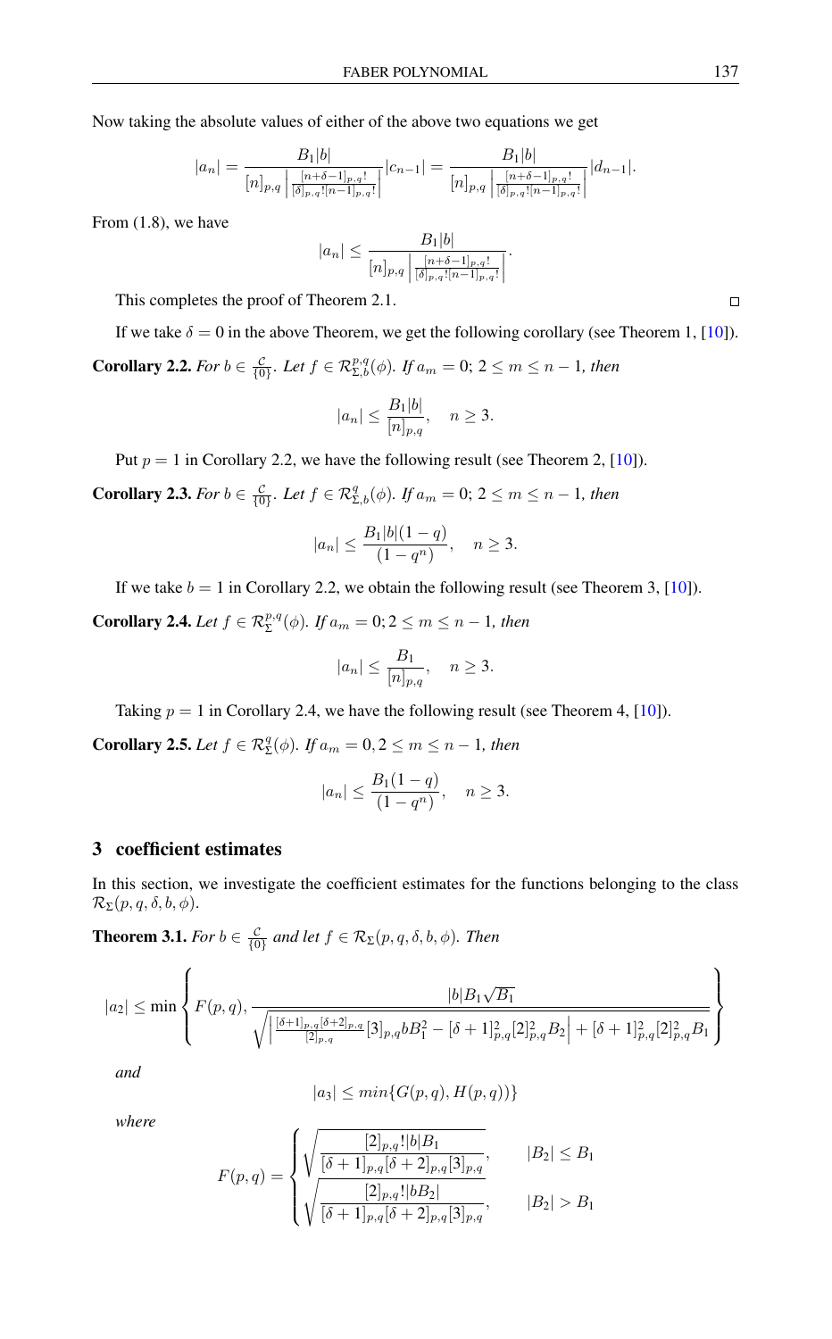Now taking the absolute values of either of the above two equations we get

$$|a_n| = \frac{B_1|b|}{[n]_{p,q}\left|\frac{[n+\delta-1]_{p,q}!}{[\delta]_{p,q}![n-1]_{p,q}!}\right|}|c_{n-1}| = \frac{B_1|b|}{[n]_{p,q}\left|\frac{[n+\delta-1]_{p,q}!}{[\delta]_{p,q}![n-1]_{p,q}!}\right|}|d_{n-1}|.$$

From (1.8), we have

$$|a_n| \leq \frac{B_1|b|}{[n]_{p,q}\left|\frac{[n+\delta-1]_{p,q}!}{[\delta]_{p,q}![n-1]_{p,q}!}\right|}.$$

This completes the proof of Theorem 2.1. □

If we take $\delta = 0$ in the above Theorem, we get the following corollary (see Theorem 1, [10]).

**Corollary 2.2.** *For $b \in \frac{\mathcal{C}}{\{0\}}$. Let $f \in \mathcal{R}^{p,q}_{\Sigma,b}(\phi)$. If $a_m = 0$; $2 \leq m \leq n-1$, then*

$$|a_n| \leq \frac{B_1|b|}{[n]_{p,q}}, \quad n \geq 3.$$

Put $p = 1$ in Corollary 2.2, we have the following result (see Theorem 2, [10]).

**Corollary 2.3.** *For $b \in \frac{\mathcal{C}}{\{0\}}$. Let $f \in \mathcal{R}^{q}_{\Sigma,b}(\phi)$. If $a_m = 0$; $2 \leq m \leq n-1$, then*

$$|a_n| \leq \frac{B_1|b|(1-q)}{(1-q^n)}, \quad n \geq 3.$$

If we take $b = 1$ in Corollary 2.2, we obtain the following result (see Theorem 3, [10]).

**Corollary 2.4.** *Let $f \in \mathcal{R}^{p,q}_{\Sigma}(\phi)$. If $a_m = 0; 2 \leq m \leq n-1$, then*

$$|a_n| \leq \frac{B_1}{[n]_{p,q}}, \quad n \geq 3.$$

Taking $p = 1$ in Corollary 2.4, we have the following result (see Theorem 4, [10]).

**Corollary 2.5.** *Let $f \in \mathcal{R}^{q}_{\Sigma}(\phi)$. If $a_m = 0, 2 \leq m \leq n-1$, then*

$$|a_n| \leq \frac{B_1(1-q)}{(1-q^n)}, \quad n \geq 3.$$

## 3 coefficient estimates

In this section, we investigate the coefficient estimates for the functions belonging to the class $\mathcal{R}_\Sigma(p,q,\delta,b,\phi)$.

**Theorem 3.1.** *For $b \in \frac{\mathcal{C}}{\{0\}}$ and let $f \in \mathcal{R}_\Sigma(p,q,\delta,b,\phi)$. Then*

$$|a_2| \leq \min\left\{F(p,q), \frac{|b|B_1\sqrt{B_1}}{\sqrt{\left|\frac{[\delta+1]_{p,q}[\delta+2]_{p,q}}{[2]_{p,q}}[3]_{p,q}bB_1^2 - [\delta+1]^2_{p,q}[2]^2_{p,q}B_2\right| + [\delta+1]^2_{p,q}[2]^2_{p,q}B_1}}\right\}$$

*and*

$$|a_3| \leq min\{G(p,q), H(p,q))\}$$

*where*

$$F(p,q) = \begin{cases} \sqrt{\dfrac{[2]_{p,q}!|b|B_1}{[\delta+1]_{p,q}[\delta+2]_{p,q}[3]_{p,q}}}, & |B_2| \leq B_1 \\ \sqrt{\dfrac{[2]_{p,q}!|bB_2|}{[\delta+1]_{p,q}[\delta+2]_{p,q}[3]_{p,q}}}, & |B_2| > B_1 \end{cases}$$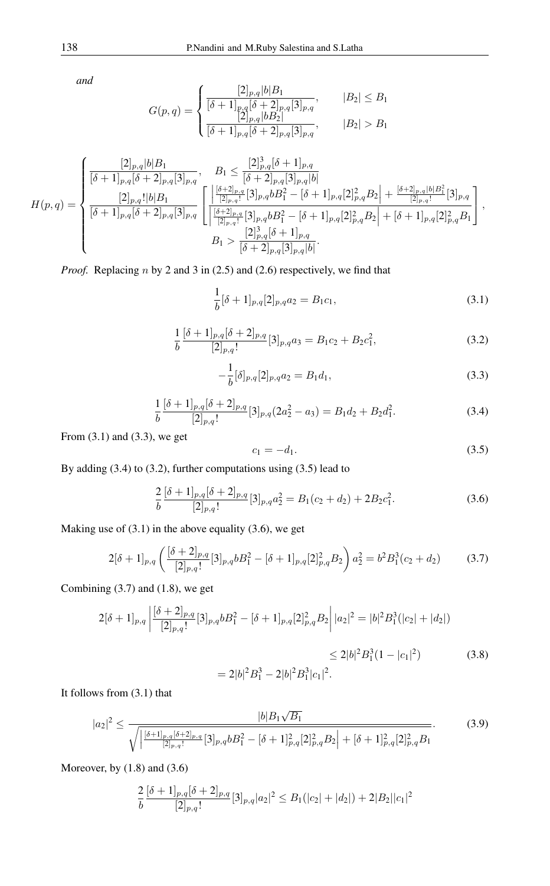*and*

$$G(p,q) = \begin{cases} \dfrac{[2]_{p,q}|b|B_1}{[\delta+1]_{p,q}[\delta+2]_{p,q}[3]_{p,q}}, & |B_2| \le B_1 \\ \dfrac{[2]_{p,q}|bB_2|}{[\delta+1]_{p,q}[\delta+2]_{p,q}[3]_{p,q}}, & |B_2| > B_1 \end{cases}$$

$$H(p,q) = \begin{cases} \dfrac{[2]_{p,q}|b|B_1}{[\delta+1]_{p,q}[\delta+2]_{p,q}[3]_{p,q}}, \quad B_1 \le \dfrac{[2]_{p,q}^3[\delta+1]_{p,q}}{[\delta+2]_{p,q}[3]_{p,q}|b|} \\ \dfrac{[2]_{p,q}!|b|B_1}{[\delta+1]_{p,q}[\delta+2]_{p,q}[3]_{p,q}} \left[ \dfrac{\left| \frac{[\delta+2]_{p,q}}{[2]_{p,q}!}[3]_{p,q}bB_1^2 - [\delta+1]_{p,q}[2]_{p,q}^2 B_2 \right| + \frac{[\delta+2]_{p,q}|b|B_1^2}{[2]_{p,q}!}[3]_{p,q}}{\left| \frac{[\delta+2]_{p,q}}{[2]_{p,q}!}[3]_{p,q}bB_1^2 - [\delta+1]_{p,q}[2]_{p,q}^2 B_2 \right| + [\delta+1]_{p,q}[2]_{p,q}^2 B_1} \right], \\ \qquad B_1 > \dfrac{[2]_{p,q}^3[\delta+1]_{p,q}}{[\delta+2]_{p,q}[3]_{p,q}|b|}. \end{cases}$$

*Proof.* Replacing $n$ by 2 and 3 in (2.5) and (2.6) respectively, we find that

$$\frac{1}{b}[\delta+1]_{p,q}[2]_{p,q}a_2 = B_1c_1, \tag{3.1}$$

$$\frac{1}{b}\frac{[\delta+1]_{p,q}[\delta+2]_{p,q}}{[2]_{p,q}!}[3]_{p,q}a_3 = B_1c_2 + B_2c_1^2, \tag{3.2}$$

$$-\frac{1}{b}[\delta]_{p,q}[2]_{p,q}a_2 = B_1d_1, \tag{3.3}$$

$$\frac{1}{b}\frac{[\delta+1]_{p,q}[\delta+2]_{p,q}}{[2]_{p,q}!}[3]_{p,q}(2a_2^2 - a_3) = B_1d_2 + B_2d_1^2. \tag{3.4}$$

From (3.1) and (3.3), we get

$$c_1 = -d_1. \tag{3.5}$$

By adding (3.4) to (3.2), further computations using (3.5) lead to

$$\frac{2}{b}\frac{[\delta+1]_{p,q}[\delta+2]_{p,q}}{[2]_{p,q}!}[3]_{p,q}a_2^2 = B_1(c_2+d_2) + 2B_2c_1^2. \tag{3.6}$$

Making use of (3.1) in the above equality (3.6), we get

$$2[\delta+1]_{p,q}\left(\frac{[\delta+2]_{p,q}}{[2]_{p,q}!}[3]_{p,q}bB_1^2 - [\delta+1]_{p,q}[2]_{p,q}^2B_2\right)a_2^2 = b^2B_1^3(c_2+d_2) \tag{3.7}$$

Combining (3.7) and (1.8), we get

$$\begin{aligned} 2[\delta+1]_{p,q}\left|\frac{[\delta+2]_{p,q}}{[2]_{p,q}!}[3]_{p,q}bB_1^2 - [\delta+1]_{p,q}[2]_{p,q}^2B_2\right||a_2|^2 &= |b|^2B_1^3(|c_2|+|d_2|) \\ &\le 2|b|^2B_1^3(1-|c_1|^2) \qquad (3.8) \\ &= 2|b|^2B_1^3 - 2|b|^2B_1^3|c_1|^2. \end{aligned}$$

It follows from (3.1) that

$$|a_2|^2 \le \frac{|b|B_1\sqrt{B_1}}{\sqrt{\left|\frac{[\delta+1]_{p,q}[\delta+2]_{p,q}}{[2]_{p,q}!}[3]_{p,q}bB_1^2 - [\delta+1]_{p,q}^2[2]_{p,q}^2B_2\right| + [\delta+1]_{p,q}^2[2]_{p,q}^2B_1}}. \tag{3.9}$$

Moreover, by (1.8) and (3.6)

$$\frac{2}{b}\frac{[\delta+1]_{p,q}[\delta+2]_{p,q}}{[2]_{p,q}!}[3]_{p,q}|a_2|^2 \le B_1(|c_2|+|d_2|) + 2|B_2||c_1|^2$$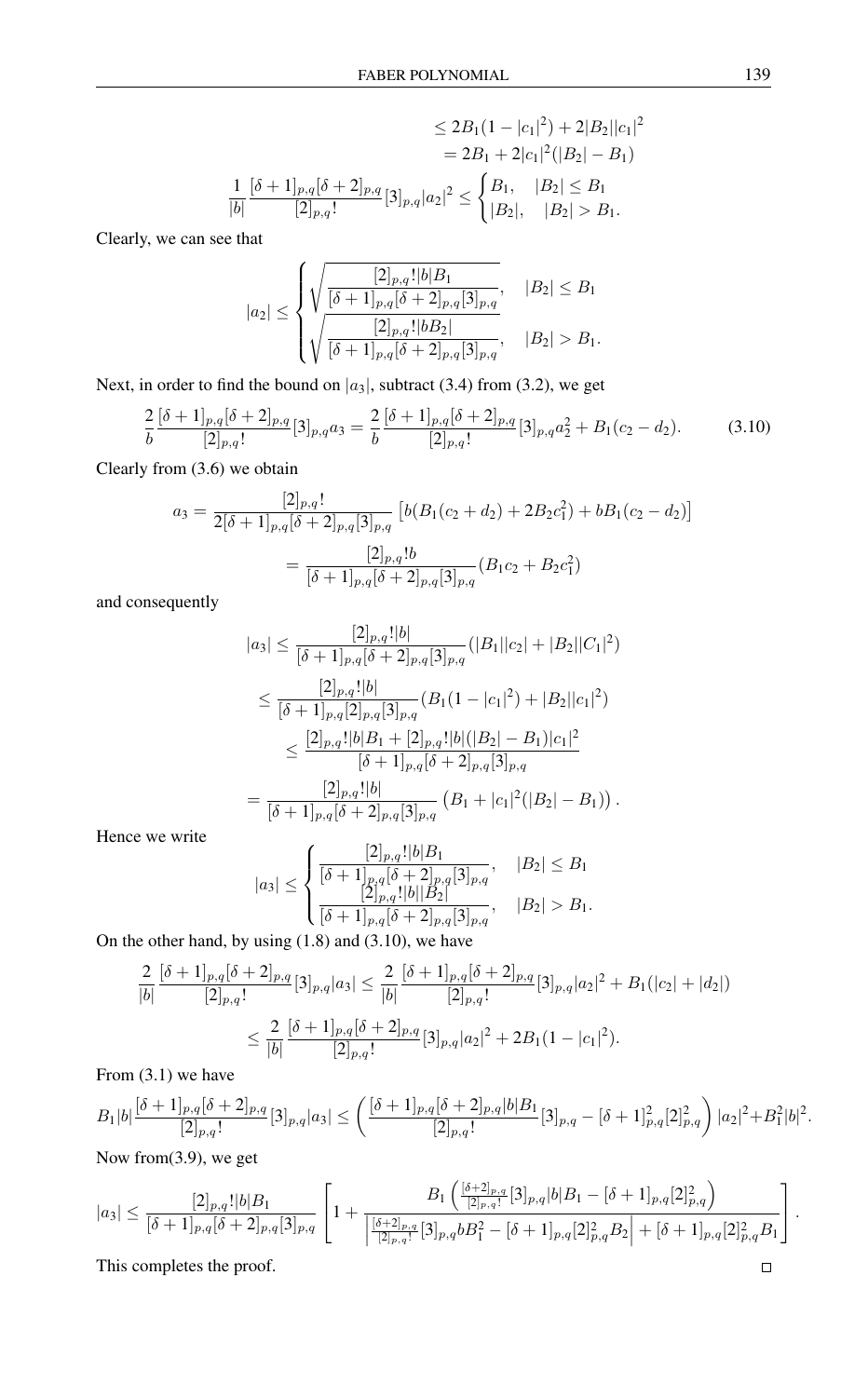$$\leq 2B_1(1-|c_1|^2)+2|B_2||c_1|^2$$
$$= 2B_1+2|c_1|^2(|B_2|-B_1)$$

$$\frac{1}{|b|}\frac{[\delta+1]_{p,q}[\delta+2]_{p,q}}{[2]_{p,q}!}[3]_{p,q}|a_2|^2 \leq \begin{cases} B_1, & |B_2|\leq B_1 \\ |B_2|, & |B_2|>B_1. \end{cases}$$

Clearly, we can see that

$$|a_2| \leq \begin{cases} \sqrt{\dfrac{[2]_{p,q}!|b|B_1}{[\delta+1]_{p,q}[\delta+2]_{p,q}[3]_{p,q}}}, & |B_2|\leq B_1 \\ \sqrt{\dfrac{[2]_{p,q}!|bB_2|}{[\delta+1]_{p,q}[\delta+2]_{p,q}[3]_{p,q}}}, & |B_2|>B_1. \end{cases}$$

Next, in order to find the bound on $|a_3|$, subtract (3.4) from (3.2), we get

$$\frac{2}{b}\frac{[\delta+1]_{p,q}[\delta+2]_{p,q}}{[2]_{p,q}!}[3]_{p,q}a_3 = \frac{2}{b}\frac{[\delta+1]_{p,q}[\delta+2]_{p,q}}{[2]_{p,q}!}[3]_{p,q}a_2^2 + B_1(c_2-d_2). \tag{3.10}$$

Clearly from (3.6) we obtain

$$a_3 = \frac{[2]_{p,q}!}{2[\delta+1]_{p,q}[\delta+2]_{p,q}[3]_{p,q}}\left[b(B_1(c_2+d_2)+2B_2c_1^2)+bB_1(c_2-d_2)\right]$$
$$= \frac{[2]_{p,q}!b}{[\delta+1]_{p,q}[\delta+2]_{p,q}[3]_{p,q}}(B_1c_2+B_2c_1^2)$$

and consequently

$$|a_3| \leq \frac{[2]_{p,q}!|b|}{[\delta+1]_{p,q}[\delta+2]_{p,q}[3]_{p,q}}(|B_1||c_2|+|B_2||C_1|^2)$$
$$\leq \frac{[2]_{p,q}!|b|}{[\delta+1]_{p,q}[2]_{p,q}[3]_{p,q}}(B_1(1-|c_1|^2)+|B_2||c_1|^2)$$
$$\leq \frac{[2]_{p,q}!|b|B_1+[2]_{p,q}!|b|(|B_2|-B_1)|c_1|^2}{[\delta+1]_{p,q}[\delta+2]_{p,q}[3]_{p,q}}$$
$$= \frac{[2]_{p,q}!|b|}{[\delta+1]_{p,q}[\delta+2]_{p,q}[3]_{p,q}}\left(B_1+|c_1|^2(|B_2|-B_1)\right).$$

Hence we write

$$|a_3| \leq \begin{cases} \dfrac{[2]_{p,q}!|b|B_1}{[\delta+1]_{p,q}[\delta+2]_{p,q}[3]_{p,q}}, & |B_2|\leq B_1 \\ \dfrac{[2]_{p,q}!|b||B_2|}{[\delta+1]_{p,q}[\delta+2]_{p,q}[3]_{p,q}}, & |B_2|>B_1. \end{cases}$$

On the other hand, by using (1.8) and (3.10), we have

$$\frac{2}{|b|}\frac{[\delta+1]_{p,q}[\delta+2]_{p,q}}{[2]_{p,q}!}[3]_{p,q}|a_3| \leq \frac{2}{|b|}\frac{[\delta+1]_{p,q}[\delta+2]_{p,q}}{[2]_{p,q}!}[3]_{p,q}|a_2|^2 + B_1(|c_2|+|d_2|)$$
$$\leq \frac{2}{|b|}\frac{[\delta+1]_{p,q}[\delta+2]_{p,q}}{[2]_{p,q}!}[3]_{p,q}|a_2|^2 + 2B_1(1-|c_1|^2).$$

From (3.1) we have

$$B_1|b|\frac{[\delta+1]_{p,q}[\delta+2]_{p,q}}{[2]_{p,q}!}[3]_{p,q}|a_3| \leq \left(\frac{[\delta+1]_{p,q}[\delta+2]_{p,q}|b|B_1}{[2]_{p,q}!}[3]_{p,q}-[\delta+1]_{p,q}^2[2]_{p,q}^2\right)|a_2|^2+B_1^2|b|^2.$$

Now from(3.9), we get

$$|a_3| \leq \frac{[2]_{p,q}!|b|B_1}{[\delta+1]_{p,q}[\delta+2]_{p,q}[3]_{p,q}}\left[1+\frac{B_1\left(\frac{[\delta+2]_{p,q}}{[2]_{p,q}!}[3]_{p,q}|b|B_1-[\delta+1]_{p,q}[2]_{p,q}^2\right)}{\left|\frac{[\delta+2]_{p,q}}{[2]_{p,q}!}[3]_{p,q}bB_1^2-[\delta+1]_{p,q}[2]_{p,q}^2B_2\right|+[\delta+1]_{p,q}[2]_{p,q}^2B_1}\right].$$

This completes the proof. $\square$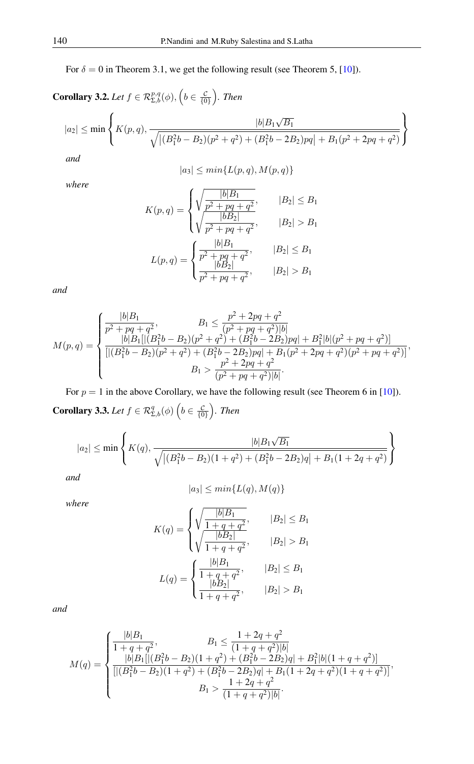For $\delta = 0$ in Theorem 3.1, we get the following result (see Theorem 5, [10]).

**Corollary 3.2.** *Let $f \in \mathcal{R}^{p,q}_{\Sigma,b}(\phi)$, $\left(b \in \frac{\mathcal{C}}{\{0\}}\right)$. Then*

$$|a_2| \leq \min\left\{K(p,q), \frac{|b|B_1\sqrt{B_1}}{\sqrt{\left|(B_1^2 b - B_2)(p^2+q^2) + (B_1^2 b - 2B_2)pq\right| + B_1(p^2+2pq+q^2)}}\right\}$$

*and*

$$|a_3| \leq min\{L(p,q), M(p,q)\}$$

*where*

$$K(p,q) = \begin{cases} \sqrt{\dfrac{|b|B_1}{p^2+pq+q^2}}, & |B_2| \leq B_1 \\ \sqrt{\dfrac{|bB_2|}{p^2+pq+q^2}}, & |B_2| > B_1 \end{cases}$$

$$L(p,q) = \begin{cases} \dfrac{|b|B_1}{p^2+pq+q^2}, & |B_2| \leq B_1 \\ \dfrac{|bB_2|}{p^2+pq+q^2}, & |B_2| > B_1 \end{cases}$$

*and*

$$M(p,q) = \begin{cases} \dfrac{|b|B_1}{p^2+pq+q^2}, & B_1 \leq \dfrac{p^2+2pq+q^2}{(p^2+pq+q^2)|b|} \\ \dfrac{|b|B_1[|(B_1^2 b - B_2)(p^2+q^2) + (B_1^2 b - 2B_2)pq| + B_1^2|b|(p^2+pq+q^2)]}{[|(B_1^2 b - B_2)(p^2+q^2) + (B_1^2 b - 2B_2)pq| + B_1(p^2+2pq+q^2)(p^2+pq+q^2)]}, \\ \qquad B_1 > \dfrac{p^2+2pq+q^2}{(p^2+pq+q^2)|b|}. \end{cases}$$

For $p = 1$ in the above Corollary, we have the following result (see Theorem 6 in [10]).

**Corollary 3.3.** *Let $f \in \mathcal{R}^{q}_{\Sigma,b}(\phi)$ $\left(b \in \frac{\mathcal{C}}{\{0\}}\right)$. Then*

$$|a_2| \leq \min\left\{K(q), \frac{|b|B_1\sqrt{B_1}}{\sqrt{\left|(B_1^2 b - B_2)(1+q^2) + (B_1^2 b - 2B_2)q\right| + B_1(1+2q+q^2)}}\right\}$$

*and*

$$|a_3| \leq min\{L(q), M(q)\}$$

*where*

$$K(q) = \begin{cases} \sqrt{\dfrac{|b|B_1}{1+q+q^2}}, & |B_2| \leq B_1 \\ \sqrt{\dfrac{|bB_2|}{1+q+q^2}}, & |B_2| > B_1 \end{cases}$$

$$L(q) = \begin{cases} \dfrac{|b|B_1}{1+q+q^2}, & |B_2| \leq B_1 \\ \dfrac{|bB_2|}{1+q+q^2}, & |B_2| > B_1 \end{cases}$$

*and*

$$M(q) = \begin{cases} \dfrac{|b|B_1}{1+q+q^2}, & B_1 \leq \dfrac{1+2q+q^2}{(1+q+q^2)|b|} \\ \dfrac{|b|B_1[|(B_1^2 b - B_2)(1+q^2) + (B_1^2 b - 2B_2)q| + B_1^2|b|(1+q+q^2)]}{[|(B_1^2 b - B_2)(1+q^2) + (B_1^2 b - 2B_2)q| + B_1(1+2q+q^2)(1+q+q^2)]}, \\ \qquad B_1 > \dfrac{1+2q+q^2}{(1+q+q^2)|b|}. \end{cases}$$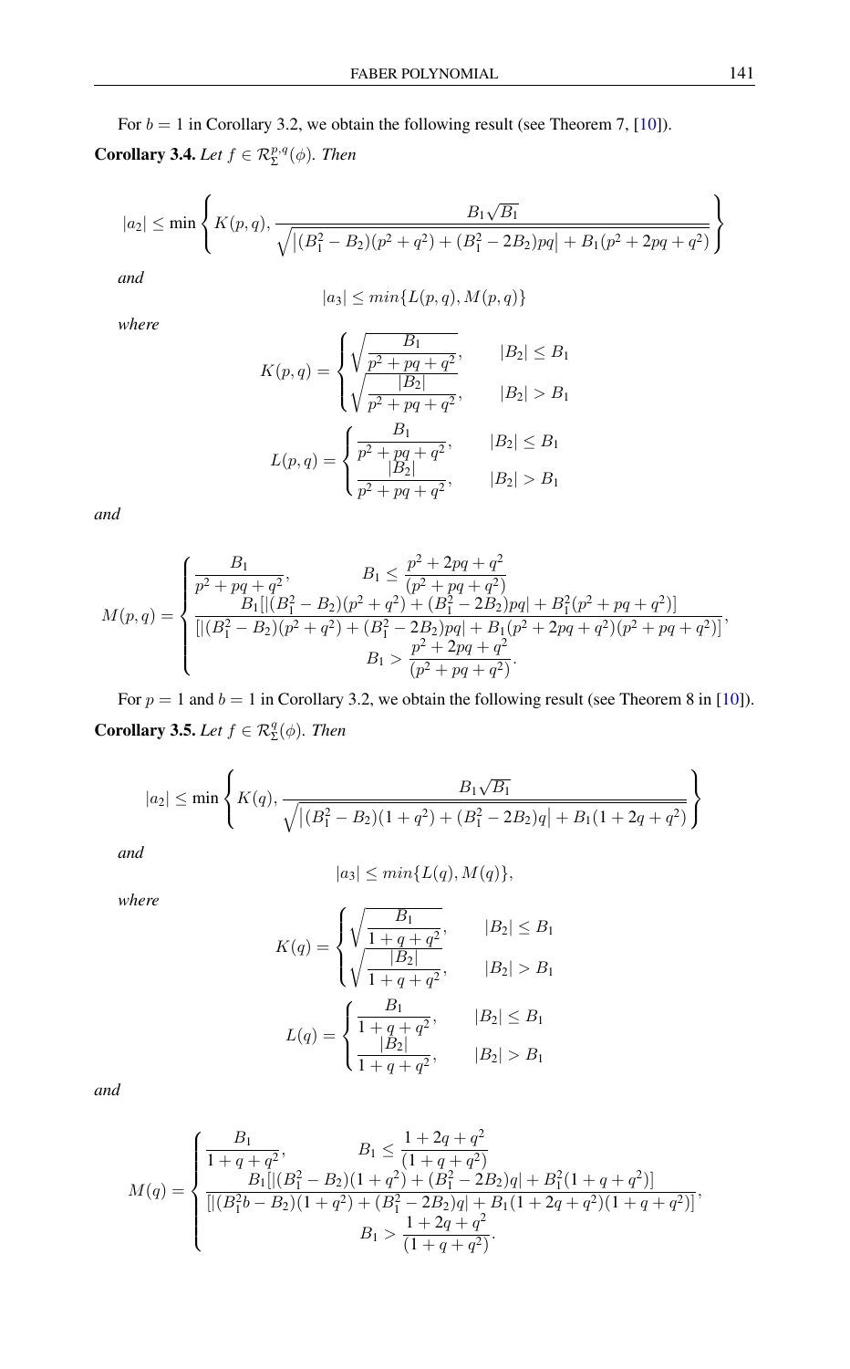For $b = 1$ in Corollary 3.2, we obtain the following result (see Theorem 7, [10]).

**Corollary 3.4.** *Let $f \in \mathcal{R}_\Sigma^{p,q}(\phi)$. Then*

$$|a_2| \leq \min\left\{K(p,q), \frac{B_1\sqrt{B_1}}{\sqrt{\left|(B_1^2 - B_2)(p^2+q^2) + (B_1^2 - 2B_2)pq\right| + B_1(p^2+2pq+q^2)}}\right\}$$

*and*

$$|a_3| \leq min\{L(p,q), M(p,q)\}$$

*where*

$$K(p,q) = \begin{cases} \sqrt{\dfrac{B_1}{p^2+pq+q^2}}, & |B_2| \leq B_1 \\ \sqrt{\dfrac{|B_2|}{p^2+pq+q^2}}, & |B_2| > B_1 \end{cases}$$

$$L(p,q) = \begin{cases} \dfrac{B_1}{p^2+pq+q^2}, & |B_2| \leq B_1 \\ \dfrac{|B_2|}{p^2+pq+q^2}, & |B_2| > B_1 \end{cases}$$

*and*

$$M(p,q) = \begin{cases} \dfrac{B_1}{p^2+pq+q^2}, & B_1 \leq \dfrac{p^2+2pq+q^2}{(p^2+pq+q^2)} \\ \dfrac{B_1[|(B_1^2-B_2)(p^2+q^2)+(B_1^2-2B_2)pq| + B_1^2(p^2+pq+q^2)]}{[|(B_1^2-B_2)(p^2+q^2)+(B_1^2-2B_2)pq| + B_1(p^2+2pq+q^2)(p^2+pq+q^2)]}, & \\ & B_1 > \dfrac{p^2+2pq+q^2}{(p^2+pq+q^2)}. \end{cases}$$

For $p = 1$ and $b = 1$ in Corollary 3.2, we obtain the following result (see Theorem 8 in [10]).

**Corollary 3.5.** *Let $f \in \mathcal{R}_\Sigma^{q}(\phi)$. Then*

$$|a_2| \leq \min\left\{K(q), \frac{B_1\sqrt{B_1}}{\sqrt{\left|(B_1^2 - B_2)(1+q^2) + (B_1^2 - 2B_2)q\right| + B_1(1+2q+q^2)}}\right\}$$

*and*

$$|a_3| \leq min\{L(q), M(q)\},$$

*where*

$$K(q) = \begin{cases} \sqrt{\dfrac{B_1}{1+q+q^2}}, & |B_2| \leq B_1 \\ \sqrt{\dfrac{|B_2|}{1+q+q^2}}, & |B_2| > B_1 \end{cases}$$

$$L(q) = \begin{cases} \dfrac{B_1}{1+q+q^2}, & |B_2| \leq B_1 \\ \dfrac{|B_2|}{1+q+q^2}, & |B_2| > B_1 \end{cases}$$

*and*

$$M(q) = \begin{cases} \dfrac{B_1}{1+q+q^2}, & B_1 \leq \dfrac{1+2q+q^2}{(1+q+q^2)} \\ \dfrac{B_1[|(B_1^2-B_2)(1+q^2)+(B_1^2-2B_2)q| + B_1^2(1+q+q^2)]}{[|(B_1^2b-B_2)(1+q^2)+(B_1^2-2B_2)q| + B_1(1+2q+q^2)(1+q+q^2)]}, & \\ & B_1 > \dfrac{1+2q+q^2}{(1+q+q^2)}. \end{cases}$$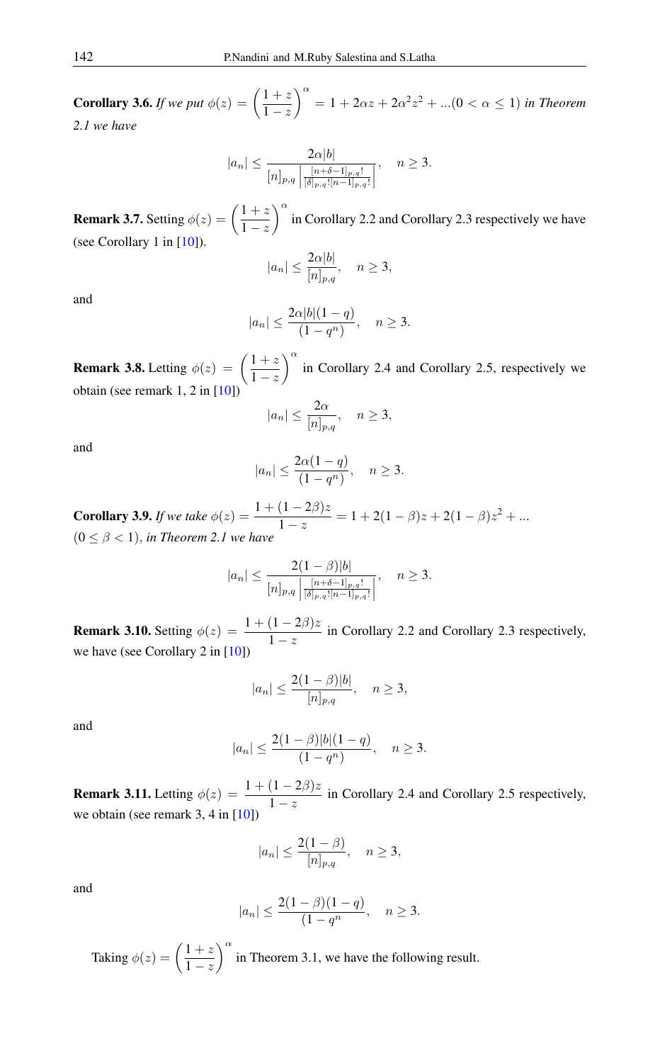**Corollary 3.6.** *If we put* $\phi(z) = \left(\frac{1+z}{1-z}\right)^{\alpha} = 1 + 2\alpha z + 2\alpha^2 z^2 + ...(0 < \alpha \leq 1)$ *in Theorem 2.1 we have*

$$|a_n| \leq \frac{2\alpha|b|}{[n]_{p,q}\left|\frac{[n+\delta-1]_{p,q}!}{[\delta]_{p,q}![n-1]_{p,q}!}\right|}, \quad n \geq 3.$$

**Remark 3.7.** Setting $\phi(z) = \left(\frac{1+z}{1-z}\right)^{\alpha}$ in Corollary 2.2 and Corollary 2.3 respectively we have (see Corollary 1 in [10]).

$$|a_n| \leq \frac{2\alpha|b|}{[n]_{p,q}}, \quad n \geq 3,$$

and

$$|a_n| \leq \frac{2\alpha|b|(1-q)}{(1-q^n)}, \quad n \geq 3.$$

**Remark 3.8.** Letting $\phi(z) = \left(\frac{1+z}{1-z}\right)^{\alpha}$ in Corollary 2.4 and Corollary 2.5, respectively we obtain (see remark 1, 2 in [10])

$$|a_n| \leq \frac{2\alpha}{[n]_{p,q}}, \quad n \geq 3,$$

and

$$|a_n| \leq \frac{2\alpha(1-q)}{(1-q^n)}, \quad n \geq 3.$$

**Corollary 3.9.** *If we take* $\phi(z) = \frac{1+(1-2\beta)z}{1-z} = 1 + 2(1-\beta)z + 2(1-\beta)z^2 + ...$ $(0 \leq \beta < 1)$, *in Theorem 2.1 we have*

$$|a_n| \leq \frac{2(1-\beta)|b|}{[n]_{p,q}\left|\frac{[n+\delta-1]_{p,q}!}{[\delta]_{p,q}![n-1]_{p,q}!}\right|}, \quad n \geq 3.$$

**Remark 3.10.** Setting $\phi(z) = \frac{1+(1-2\beta)z}{1-z}$ in Corollary 2.2 and Corollary 2.3 respectively, we have (see Corollary 2 in [10])

$$|a_n| \leq \frac{2(1-\beta)|b|}{[n]_{p,q}}, \quad n \geq 3,$$

and

$$|a_n| \leq \frac{2(1-\beta)|b|(1-q)}{(1-q^n)}, \quad n \geq 3.$$

**Remark 3.11.** Letting $\phi(z) = \frac{1+(1-2\beta)z}{1-z}$ in Corollary 2.4 and Corollary 2.5 respectively, we obtain (see remark 3, 4 in [10])

$$|a_n| \leq \frac{2(1-\beta)}{[n]_{p,q}}, \quad n \geq 3,$$

and

$$|a_n| \leq \frac{2(1-\beta)(1-q)}{(1-q^n}, \quad n \geq 3.$$

Taking $\phi(z) = \left(\frac{1+z}{1-z}\right)^{\alpha}$ in Theorem 3.1, we have the following result.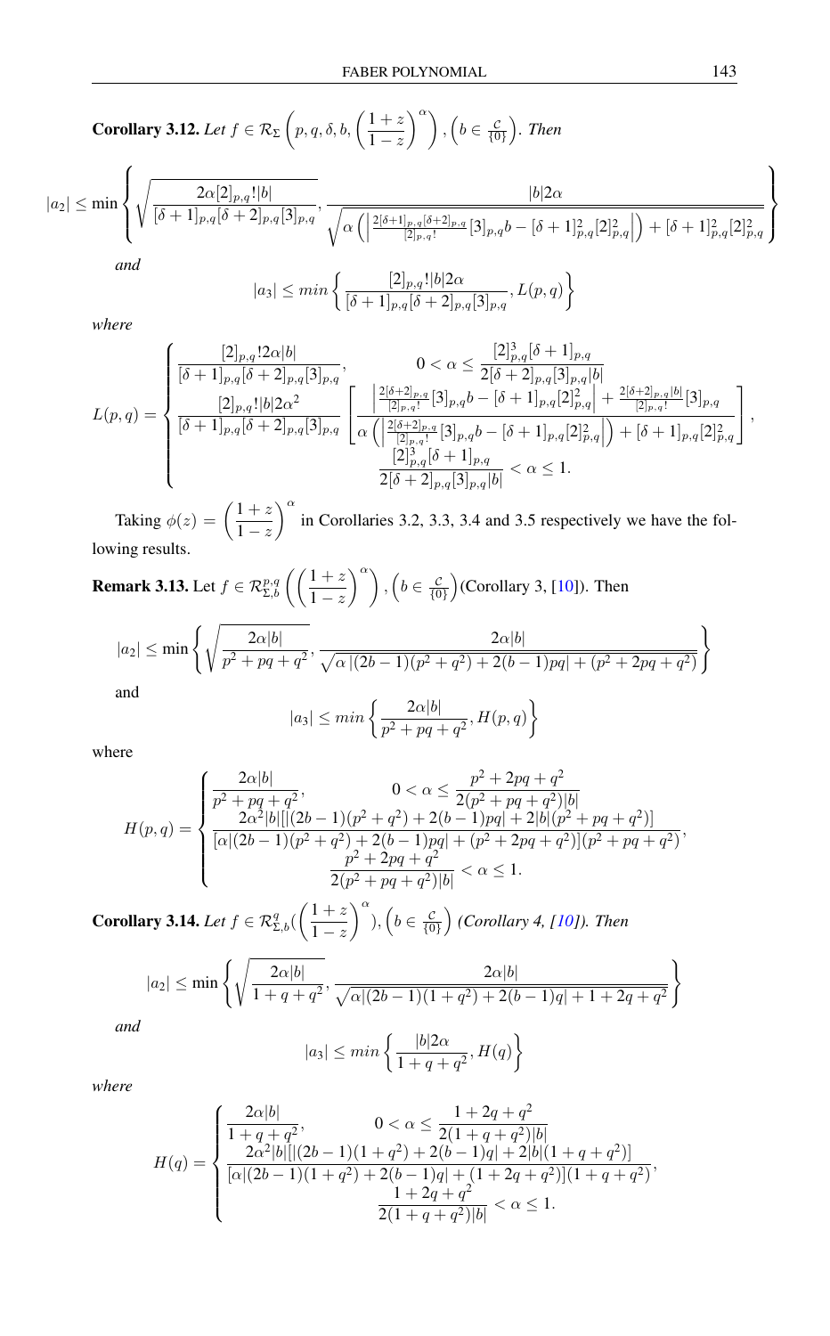**Corollary 3.12.** *Let* $f \in \mathcal{R}_\Sigma\left(p,q,\delta,b,\left(\frac{1+z}{1-z}\right)^\alpha\right), \left(b \in \frac{\mathcal{C}}{\{0\}}\right)$. *Then*

$$|a_2| \leq \min\left\{\sqrt{\frac{2\alpha[2]_{p,q}!|b|}{[\delta+1]_{p,q}[\delta+2]_{p,q}[3]_{p,q}}}, \frac{|b|2\alpha}{\sqrt{\alpha\left(\left|\frac{2[\delta+1]_{p,q}[\delta+2]_{p,q}}{[2]_{p,q}!}[3]_{p,q}b-[\delta+1]_{p,q}^2[2]_{p,q}^2\right|\right)+[\delta+1]_{p,q}^2[2]_{p,q}^2}}\right\}$$

*and*

$$|a_3| \leq min\left\{\frac{[2]_{p,q}!|b|2\alpha}{[\delta+1]_{p,q}[\delta+2]_{p,q}[3]_{p,q}}, L(p,q)\right\}$$

*where*

$$L(p,q) = \begin{cases} \dfrac{[2]_{p,q}!2\alpha|b|}{[\delta+1]_{p,q}[\delta+2]_{p,q}[3]_{p,q}}, & 0<\alpha\leq \dfrac{[2]_{p,q}^3[\delta+1]_{p,q}}{2[\delta+2]_{p,q}[3]_{p,q}|b|} \\ \dfrac{[2]_{p,q}!|b|2\alpha^2}{[\delta+1]_{p,q}[\delta+2]_{p,q}[3]_{p,q}}\left[\dfrac{\left|\frac{2[\delta+2]_{p,q}}{[2]_{p,q}!}[3]_{p,q}b-[\delta+1]_{p,q}[2]_{p,q}^2\right|+\frac{2[\delta+2]_{p,q}|b|}{[2]_{p,q}!}[3]_{p,q}}{\alpha\left(\left|\frac{2[\delta+2]_{p,q}}{[2]_{p,q}!}[3]_{p,q}b-[\delta+1]_{p,q}[2]_{p,q}^2\right|\right)+[\delta+1]_{p,q}[2]_{p,q}^2}\right], & \\ & \dfrac{[2]_{p,q}^3[\delta+1]_{p,q}}{2[\delta+2]_{p,q}[3]_{p,q}|b|}<\alpha\leq 1. \end{cases}$$

Taking $\phi(z)=\left(\frac{1+z}{1-z}\right)^\alpha$ in Corollaries 3.2, 3.3, 3.4 and 3.5 respectively we have the following results.

**Remark 3.13.** Let $f \in \mathcal{R}_{\Sigma,b}^{p,q}\left(\left(\frac{1+z}{1-z}\right)^\alpha\right), \left(b \in \frac{\mathcal{C}}{\{0\}}\right)$(Corollary 3, [10]). Then

$$|a_2| \leq \min\left\{\sqrt{\frac{2\alpha|b|}{p^2+pq+q^2}}, \frac{2\alpha|b|}{\sqrt{\alpha\,|(2b-1)(p^2+q^2)+2(b-1)pq|+(p^2+2pq+q^2)}}\right\}$$

and

$$|a_3| \leq min\left\{\frac{2\alpha|b|}{p^2+pq+q^2}, H(p,q)\right\}$$

where

$$H(p,q) = \begin{cases} \dfrac{2\alpha|b|}{p^2+pq+q^2}, & 0<\alpha\leq\dfrac{p^2+2pq+q^2}{2(p^2+pq+q^2)|b|} \\ \dfrac{2\alpha^2|b|[|(2b-1)(p^2+q^2)+2(b-1)pq|+2|b|(p^2+pq+q^2)]}{[\alpha|(2b-1)(p^2+q^2)+2(b-1)pq|+(p^2+2pq+q^2)](p^2+pq+q^2)}, & \\ & \dfrac{p^2+2pq+q^2}{2(p^2+pq+q^2)|b|}<\alpha\leq 1. \end{cases}$$

**Corollary 3.14.** *Let* $f \in \mathcal{R}_{\Sigma,b}^{q}(\left(\frac{1+z}{1-z}\right)^\alpha), \left(b \in \frac{\mathcal{C}}{\{0\}}\right)$ *(Corollary 4, [10]). Then*

$$|a_2| \leq \min\left\{\sqrt{\frac{2\alpha|b|}{1+q+q^2}}, \frac{2\alpha|b|}{\sqrt{\alpha|(2b-1)(1+q^2)+2(b-1)q|+1+2q+q^2}}\right\}$$

*and*

$$|a_3| \leq min\left\{\frac{|b|2\alpha}{1+q+q^2}, H(q)\right\}$$

*where*

$$H(q) = \begin{cases} \dfrac{2\alpha|b|}{1+q+q^2}, & 0<\alpha\leq\dfrac{1+2q+q^2}{2(1+q+q^2)|b|} \\ \dfrac{2\alpha^2|b|[|(2b-1)(1+q^2)+2(b-1)q|+2|b|(1+q+q^2)]}{[\alpha|(2b-1)(1+q^2)+2(b-1)q|+(1+2q+q^2)](1+q+q^2)}, & \\ & \dfrac{1+2q+q^2}{2(1+q+q^2)|b|}<\alpha\leq 1. \end{cases}$$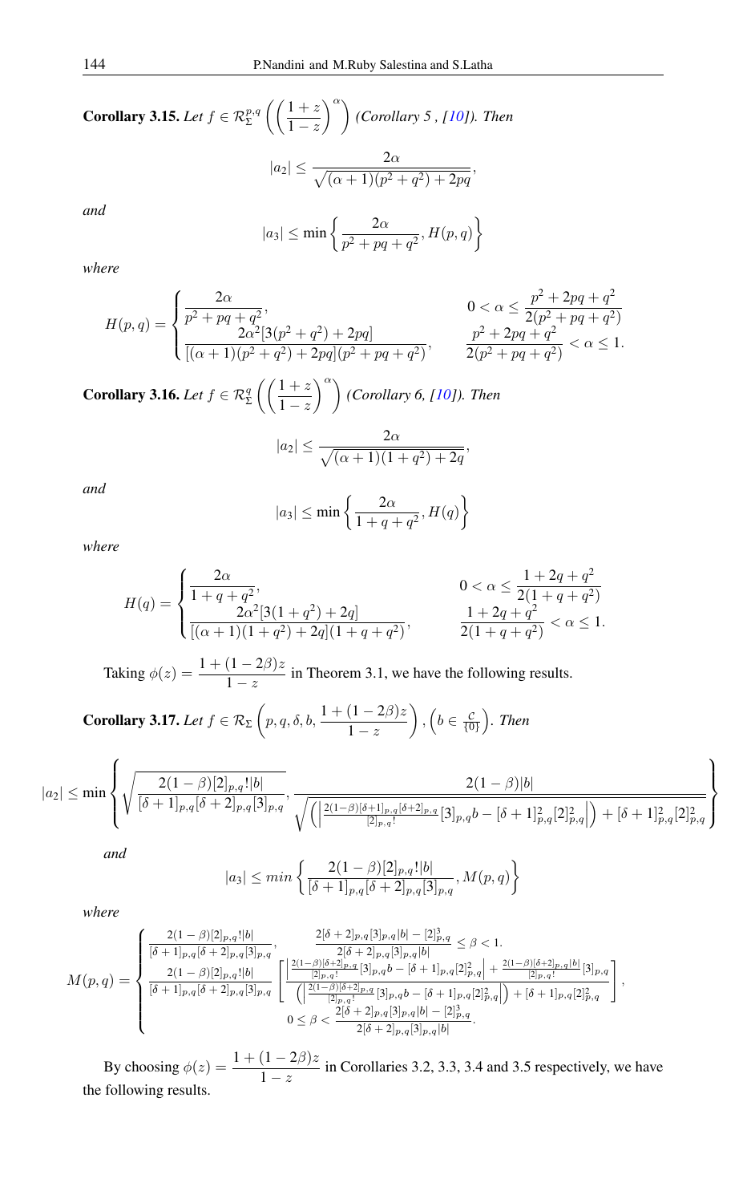**Corollary 3.15.** *Let $f \in \mathcal{R}_{\Sigma}^{p,q}\left(\left(\frac{1+z}{1-z}\right)^{\alpha}\right)$ (Corollary 5 , [10]). Then*

$$|a_2| \leq \frac{2\alpha}{\sqrt{(\alpha+1)(p^2+q^2)+2pq}},$$

*and*

$$|a_3| \leq \min\left\{\frac{2\alpha}{p^2+pq+q^2}, H(p,q)\right\}$$

*where*

$$H(p,q) = \begin{cases} \dfrac{2\alpha}{p^2+pq+q^2}, & 0 < \alpha \leq \dfrac{p^2+2pq+q^2}{2(p^2+pq+q^2)} \\ \dfrac{2\alpha^2[3(p^2+q^2)+2pq]}{[(\alpha+1)(p^2+q^2)+2pq](p^2+pq+q^2)}, & \dfrac{p^2+2pq+q^2}{2(p^2+pq+q^2)} < \alpha \leq 1. \end{cases}$$

**Corollary 3.16.** *Let $f \in \mathcal{R}_{\Sigma}^{q}\left(\left(\frac{1+z}{1-z}\right)^{\alpha}\right)$ (Corollary 6, [10]). Then*

$$|a_2| \leq \frac{2\alpha}{\sqrt{(\alpha+1)(1+q^2)+2q}},$$

*and*

$$|a_3| \leq \min\left\{\frac{2\alpha}{1+q+q^2}, H(q)\right\}$$

*where*

$$H(q) = \begin{cases} \dfrac{2\alpha}{1+q+q^2}, & 0 < \alpha \leq \dfrac{1+2q+q^2}{2(1+q+q^2)} \\ \dfrac{2\alpha^2[3(1+q^2)+2q]}{[(\alpha+1)(1+q^2)+2q](1+q+q^2)}, & \dfrac{1+2q+q^2}{2(1+q+q^2)} < \alpha \leq 1. \end{cases}$$

Taking $\phi(z) = \dfrac{1+(1-2\beta)z}{1-z}$ in Theorem 3.1, we have the following results.

**Corollary 3.17.** *Let $f \in \mathcal{R}_{\Sigma}\left(p,q,\delta,b,\frac{1+(1-2\beta)z}{1-z}\right), \left(b \in \frac{\mathcal{C}}{\{0\}}\right)$. Then*

$$|a_2| \leq \min\left\{\sqrt{\frac{2(1-\beta)[2]_{p,q}!|b|}{[\delta+1]_{p,q}[\delta+2]_{p,q}[3]_{p,q}}}, \frac{2(1-\beta)|b|}{\sqrt{\left(\left|\frac{2(1-\beta)[\delta+1]_{p,q}[\delta+2]_{p,q}}{[2]_{p,q}!}[3]_{p,q}b - [\delta+1]_{p,q}^2[2]_{p,q}^2\right|\right) + [\delta+1]_{p,q}^2[2]_{p,q}^2}}\right\}$$

*and*

$$|a_3| \leq min\left\{\frac{2(1-\beta)[2]_{p,q}!|b|}{[\delta+1]_{p,q}[\delta+2]_{p,q}[3]_{p,q}}, M(p,q)\right\}$$

*where*

$$M(p,q) = \begin{cases} \dfrac{2(1-\beta)[2]_{p,q}!|b|}{[\delta+1]_{p,q}[\delta+2]_{p,q}[3]_{p,q}}, & \dfrac{2[\delta+2]_{p,q}[3]_{p,q}|b| - [2]_{p,q}^3}{2[\delta+2]_{p,q}[3]_{p,q}|b|} \leq \beta < 1. \\ \dfrac{2(1-\beta)[2]_{p,q}!|b|}{[\delta+1]_{p,q}[\delta+2]_{p,q}[3]_{p,q}}\left[\dfrac{\left|\frac{2(1-\beta)[\delta+2]_{p,q}}{[2]_{p,q}!}[3]_{p,q}b - [\delta+1]_{p,q}[2]_{p,q}^2\right| + \frac{2(1-\beta)[\delta+2]_{p,q}|b|}{[2]_{p,q}!}[3]_{p,q}}{\left(\left|\frac{2(1-\beta)[\delta+2]_{p,q}}{[2]_{p,q}!}[3]_{p,q}b - [\delta+1]_{p,q}[2]_{p,q}^2\right|\right) + [\delta+1]_{p,q}[2]_{p,q}^2}\right], & 0 \leq \beta < \dfrac{2[\delta+2]_{p,q}[3]_{p,q}|b| - [2]_{p,q}^3}{2[\delta+2]_{p,q}[3]_{p,q}|b|}. \end{cases}$$

By choosing $\phi(z) = \dfrac{1+(1-2\beta)z}{1-z}$ in Corollaries 3.2, 3.3, 3.4 and 3.5 respectively, we have the following results.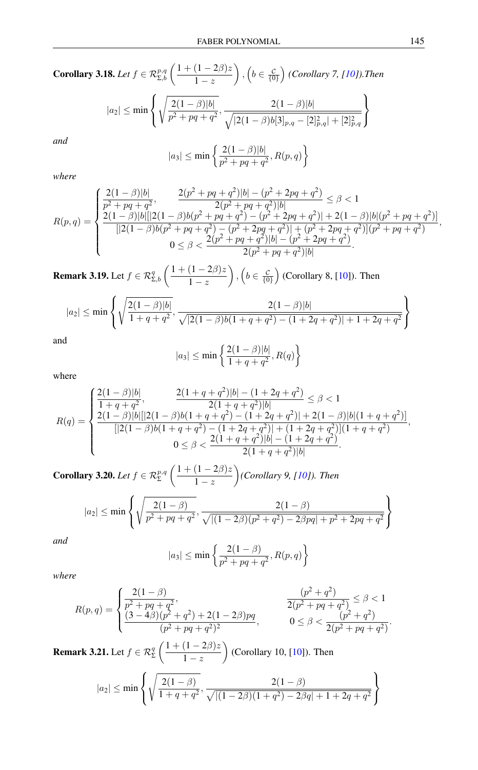**Corollary 3.18.** *Let* $f \in \mathcal{R}^{p,q}_{\Sigma,b}\left(\dfrac{1+(1-2\beta)z}{1-z}\right)$, $\left(b \in \frac{\mathcal{C}}{\{0\}}\right)$ *(Corollary 7, [10]).Then*

$$|a_2| \leq \min\left\{\sqrt{\frac{2(1-\beta)|b|}{p^2+pq+q^2}}, \frac{2(1-\beta)|b|}{\sqrt{|2(1-\beta)b[3]_{p,q}-[2]^2_{p,q}|+[2]^2_{p,q}}}\right\}$$

*and*

$$|a_3| \leq \min\left\{\frac{2(1-\beta)|b|}{p^2+pq+q^2}, R(p,q)\right\}$$

*where*

$$R(p,q) = \begin{cases} \dfrac{2(1-\beta)|b|}{p^2+pq+q^2}, & \dfrac{2(p^2+pq+q^2)|b|-(p^2+2pq+q^2)}{2(p^2+pq+q^2)|b|} \leq \beta < 1 \\ \dfrac{2(1-\beta)|b|[|2(1-\beta)b(p^2+pq+q^2)-(p^2+2pq+q^2)|+2(1-\beta)|b|(p^2+pq+q^2)]}{[|2(1-\beta)b(p^2+pq+q^2)-(p^2+2pq+q^2)|+(p^2+2pq+q^2)](p^2+pq+q^2)}, & \\ \qquad 0 \leq \beta < \dfrac{2(p^2+pq+q^2)|b|-(p^2+2pq+q^2)}{2(p^2+pq+q^2)|b|}. & \end{cases}$$

**Remark 3.19.** Let $f \in \mathcal{R}^{q}_{\Sigma,b}\left(\dfrac{1+(1-2\beta)z}{1-z}\right)$, $\left(b \in \frac{\mathcal{C}}{\{0\}}\right)$ (Corollary 8, [10]). Then

$$|a_2| \leq \min\left\{\sqrt{\frac{2(1-\beta)|b|}{1+q+q^2}}, \frac{2(1-\beta)|b|}{\sqrt{|2(1-\beta)b(1+q+q^2)-(1+2q+q^2)|+1+2q+q^2}}\right\}$$

and

$$|a_3| \leq \min\left\{\frac{2(1-\beta)|b|}{1+q+q^2}, R(q)\right\}$$

where

$$R(q) = \begin{cases} \dfrac{2(1-\beta)|b|}{1+q+q^2}, & \dfrac{2(1+q+q^2)|b|-(1+2q+q^2)}{2(1+q+q^2)|b|} \leq \beta < 1 \\ \dfrac{2(1-\beta)|b|[|2(1-\beta)b(1+q+q^2)-(1+2q+q^2)|+2(1-\beta)|b|(1+q+q^2)]}{[|2(1-\beta)b(1+q+q^2)-(1+2q+q^2)|+(1+2q+q^2)](1+q+q^2)}, & \\ \qquad 0 \leq \beta < \dfrac{2(1+q+q^2)|b|-(1+2q+q^2)}{2(1+q+q^2)|b|}. & \end{cases}$$

**Corollary 3.20.** *Let* $f \in \mathcal{R}^{p,q}_{\Sigma}\left(\dfrac{1+(1-2\beta)z}{1-z}\right)$*(Corollary 9, [10]). Then*

$$|a_2| \leq \min\left\{\sqrt{\frac{2(1-\beta)}{p^2+pq+q^2}}, \frac{2(1-\beta)}{\sqrt{|(1-2\beta)(p^2+q^2)-2\beta pq|+p^2+2pq+q^2}}\right\}$$

*and*

$$|a_3| \leq \min\left\{\frac{2(1-\beta)}{p^2+pq+q^2}, R(p,q)\right\}$$

*where*

$$R(p,q) = \begin{cases} \dfrac{2(1-\beta)}{p^2+pq+q^2}, & \dfrac{(p^2+q^2)}{2(p^2+pq+q^2)} \leq \beta < 1 \\ \dfrac{(3-4\beta)(p^2+q^2)+2(1-2\beta)pq}{(p^2+pq+q^2)^2}, & 0 \leq \beta < \dfrac{(p^2+q^2)}{2(p^2+pq+q^2)}. \end{cases}$$

**Remark 3.21.** Let $f \in \mathcal{R}^{q}_{\Sigma}\left(\dfrac{1+(1-2\beta)z}{1-z}\right)$ (Corollary 10, [10]). Then

$$|a_2| \leq \min\left\{\sqrt{\frac{2(1-\beta)}{1+q+q^2}}, \frac{2(1-\beta)}{\sqrt{|(1-2\beta)(1+q^2)-2\beta q|+1+2q+q^2}}\right\}$$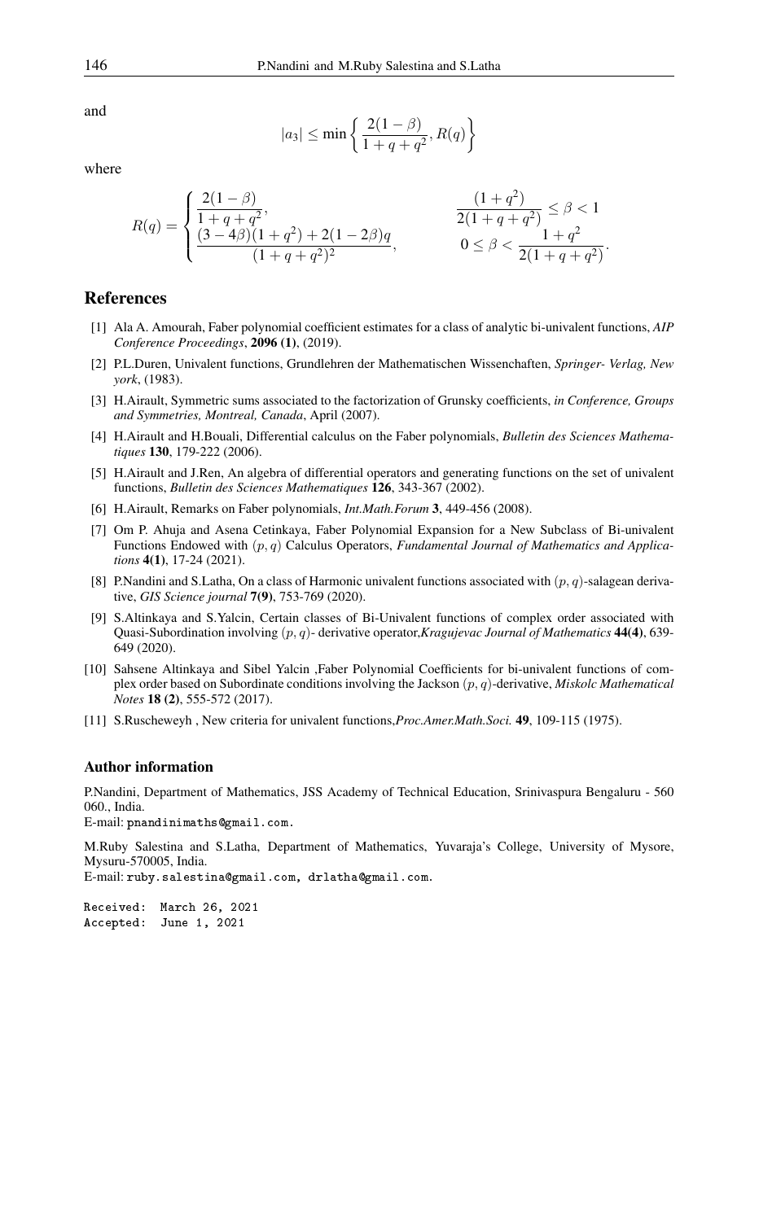and

$$|a_3| \leq \min\left\{\frac{2(1-\beta)}{1+q+q^2}, R(q)\right\}$$

where

$$R(q) = \begin{cases} \dfrac{2(1-\beta)}{1+q+q^2}, & \dfrac{(1+q^2)}{2(1+q+q^2)} \leq \beta < 1 \\ \dfrac{(3-4\beta)(1+q^2)+2(1-2\beta)q}{(1+q+q^2)^2}, & 0 \leq \beta < \dfrac{1+q^2}{2(1+q+q^2)}. \end{cases}$$

## References

[1] Ala A. Amourah, Faber polynomial coefficient estimates for a class of analytic bi-univalent functions, *AIP Conference Proceedings*, **2096 (1)**, (2019).

[2] P.L.Duren, Univalent functions, Grundlehren der Mathematischen Wissenchaften, *Springer- Verlag, New york*, (1983).

[3] H.Airault, Symmetric sums associated to the factorization of Grunsky coefficients, *in Conference, Groups and Symmetries, Montreal, Canada*, April (2007).

[4] H.Airault and H.Bouali, Differential calculus on the Faber polynomials, *Bulletin des Sciences Mathematiques* **130**, 179-222 (2006).

[5] H.Airault and J.Ren, An algebra of differential operators and generating functions on the set of univalent functions, *Bulletin des Sciences Mathematiques* **126**, 343-367 (2002).

[6] H.Airault, Remarks on Faber polynomials, *Int.Math.Forum* **3**, 449-456 (2008).

[7] Om P. Ahuja and Asena Cetinkaya, Faber Polynomial Expansion for a New Subclass of Bi-univalent Functions Endowed with $(p, q)$ Calculus Operators, *Fundamental Journal of Mathematics and Applications* **4(1)**, 17-24 (2021).

[8] P.Nandini and S.Latha, On a class of Harmonic univalent functions associated with $(p, q)$-salagean derivative, *GIS Science journal* **7(9)**, 753-769 (2020).

[9] S.Altinkaya and S.Yalcin, Certain classes of Bi-Univalent functions of complex order associated with Quasi-Subordination involving $(p, q)$- derivative operator,*Kragujevac Journal of Mathematics* **44(4)**, 639-649 (2020).

[10] Sahsene Altinkaya and Sibel Yalcin ,Faber Polynomial Coefficients for bi-univalent functions of complex order based on Subordinate conditions involving the Jackson $(p, q)$-derivative, *Miskolc Mathematical Notes* **18 (2)**, 555-572 (2017).

[11] S.Ruscheweyh , New criteria for univalent functions,*Proc.Amer.Math.Soci.* **49**, 109-115 (1975).

### Author information

P.Nandini, Department of Mathematics, JSS Academy of Technical Education, Srinivaspura Bengaluru - 560 060., India.
E-mail: pnandinimaths@gmail.com.

M.Ruby Salestina and S.Latha, Department of Mathematics, Yuvaraja's College, University of Mysore, Mysuru-570005, India.
E-mail: ruby.salestina@gmail.com, drlatha@gmail.com.

Received: March 26, 2021
Accepted: June 1, 2021